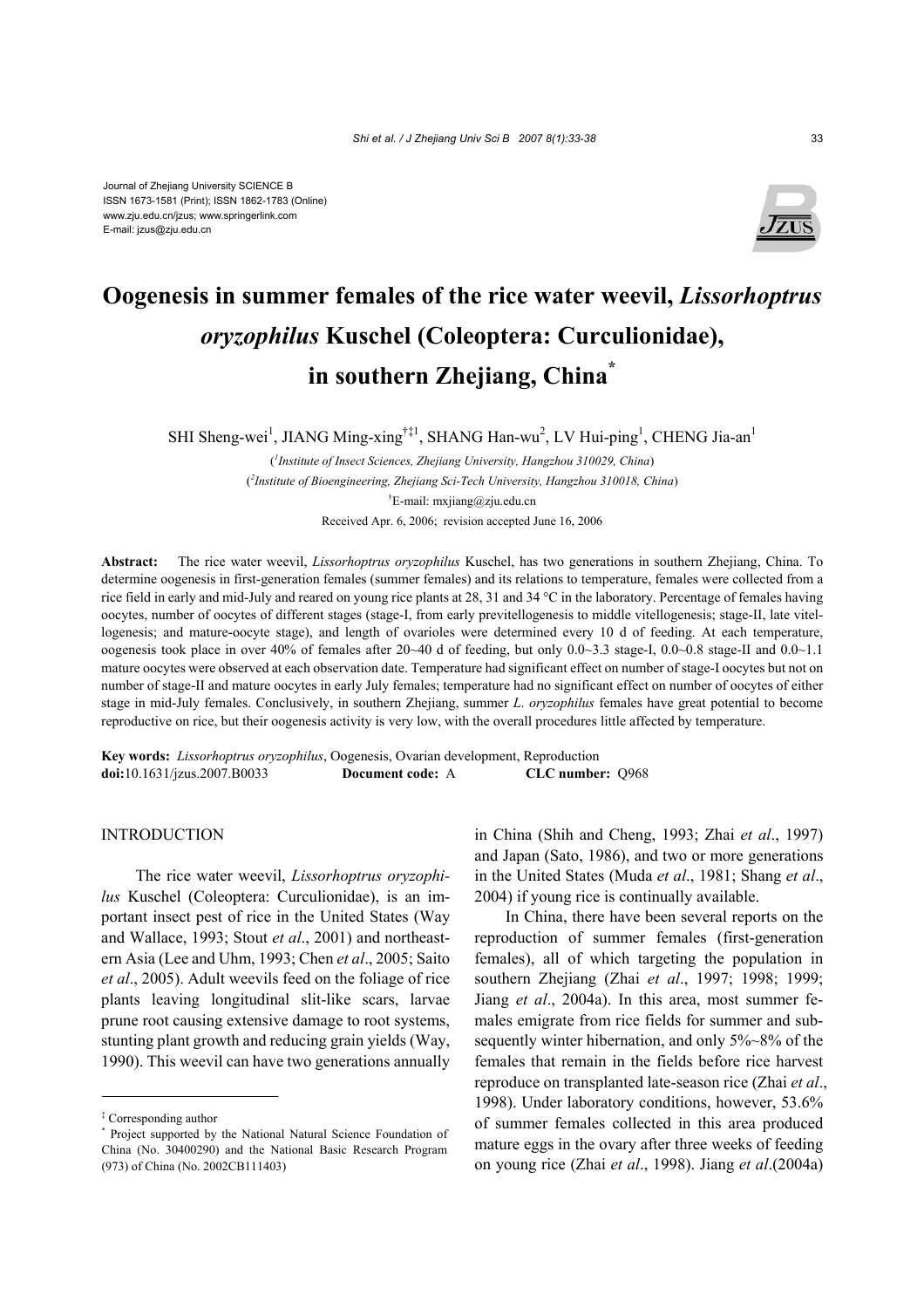Journal of Zhejiang University SCIENCE B
ISSN 1673-1581 (Print); ISSN 1862-1783 (Online)
www.zju.edu.cn/jzus; www.springerlink.com
E-mail: jzus@zju.edu.cn

# Oogenesis in summer females of the rice water weevil, *Lissorhoptrus oryzophilus* Kuschel (Coleoptera: Curculionidae), in southern Zhejiang, China*

SHI Sheng-wei[1], JIANG Ming-xing[†‡1], SHANG Han-wu[2], LV Hui-ping[1], CHENG Jia-an[1]

([1]*Institute of Insect Sciences, Zhejiang University, Hangzhou 310029, China*)

([2]*Institute of Bioengineering, Zhejiang Sci-Tech University, Hangzhou 310018, China*)

[†]E-mail: mxjiang@zju.edu.cn

Received Apr. 6, 2006; revision accepted June 16, 2006

**Abstract:** The rice water weevil, *Lissorhoptrus oryzophilus* Kuschel, has two generations in southern Zhejiang, China. To determine oogenesis in first-generation females (summer females) and its relations to temperature, females were collected from a rice field in early and mid-July and reared on young rice plants at 28, 31 and 34 °C in the laboratory. Percentage of females having oocytes, number of oocytes of different stages (stage-I, from early previtellogenesis to middle vitellogenesis; stage-II, late vitellogenesis; and mature-oocyte stage), and length of ovarioles were determined every 10 d of feeding. At each temperature, oogenesis took place in over 40% of females after 20~40 d of feeding, but only 0.0~3.3 stage-I, 0.0~0.8 stage-II and 0.0~1.1 mature oocytes were observed at each observation date. Temperature had significant effect on number of stage-I oocytes but not on number of stage-II and mature oocytes in early July females; temperature had no significant effect on number of oocytes of either stage in mid-July females. Conclusively, in southern Zhejiang, summer *L. oryzophilus* females have great potential to become reproductive on rice, but their oogenesis activity is very low, with the overall procedures little affected by temperature.

**Key words:** *Lissorhoptrus oryzophilus*, Oogenesis, Ovarian development, Reproduction

**doi:**10.1631/jzus.2007.B0033 **Document code:** A **CLC number:** Q968

## INTRODUCTION

The rice water weevil, *Lissorhoptrus oryzophilus* Kuschel (Coleoptera: Curculionidae), is an important insect pest of rice in the United States (Way and Wallace, 1993; Stout *et al*., 2001) and northeastern Asia (Lee and Uhm, 1993; Chen *et al*., 2005; Saito *et al*., 2005). Adult weevils feed on the foliage of rice plants leaving longitudinal slit-like scars, larvae prune root causing extensive damage to root systems, stunting plant growth and reducing grain yields (Way, 1990). This weevil can have two generations annually in China (Shih and Cheng, 1993; Zhai *et al*., 1997) and Japan (Sato, 1986), and two or more generations in the United States (Muda *et al*., 1981; Shang *et al*., 2004) if young rice is continually available.

In China, there have been several reports on the reproduction of summer females (first-generation females), all of which targeting the population in southern Zhejiang (Zhai *et al*., 1997; 1998; 1999; Jiang *et al*., 2004a). In this area, most summer females emigrate from rice fields for summer and subsequently winter hibernation, and only 5%~8% of the females that remain in the fields before rice harvest reproduce on transplanted late-season rice (Zhai *et al*., 1998). Under laboratory conditions, however, 53.6% of summer females collected in this area produced mature eggs in the ovary after three weeks of feeding on young rice (Zhai *et al*., 1998). Jiang *et al*.(2004a)

---

[‡] Corresponding author

[*] Project supported by the National Natural Science Foundation of China (No. 30400290) and the National Basic Research Program (973) of China (No. 2002CB111403)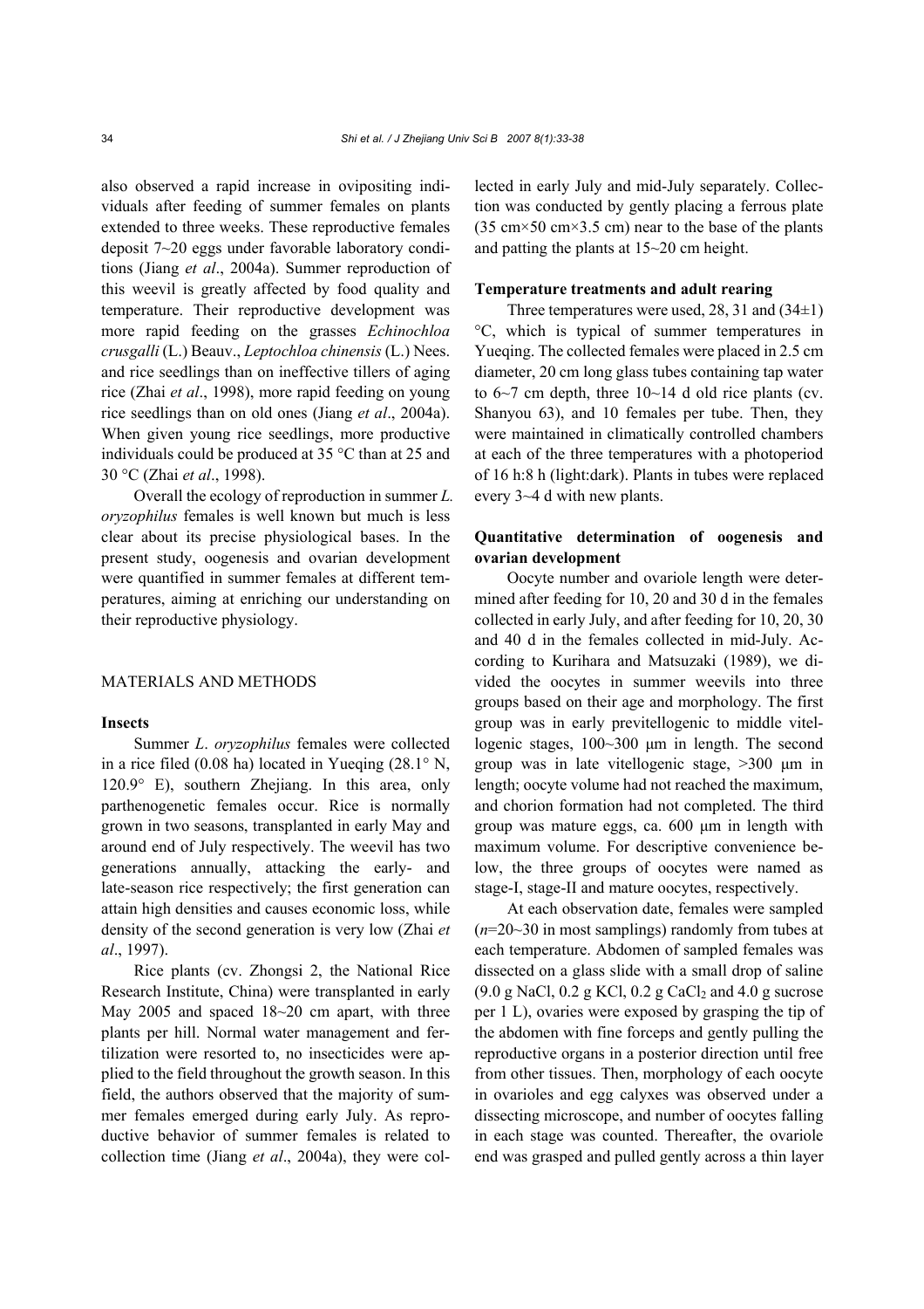also observed a rapid increase in ovipositing individuals after feeding of summer females on plants extended to three weeks. These reproductive females deposit 7~20 eggs under favorable laboratory conditions (Jiang *et al*., 2004a). Summer reproduction of this weevil is greatly affected by food quality and temperature. Their reproductive development was more rapid feeding on the grasses *Echinochloa crusgalli* (L.) Beauv., *Leptochloa chinensis* (L.) Nees. and rice seedlings than on ineffective tillers of aging rice (Zhai *et al*., 1998), more rapid feeding on young rice seedlings than on old ones (Jiang *et al*., 2004a). When given young rice seedlings, more productive individuals could be produced at 35 °C than at 25 and 30 °C (Zhai *et al*., 1998).

Overall the ecology of reproduction in summer *L. oryzophilus* females is well known but much is less clear about its precise physiological bases. In the present study, oogenesis and ovarian development were quantified in summer females at different temperatures, aiming at enriching our understanding on their reproductive physiology.

## MATERIALS AND METHODS

### Insects

Summer *L*. *oryzophilus* females were collected in a rice filed (0.08 ha) located in Yueqing (28.1° N, 120.9° E), southern Zhejiang. In this area, only parthenogenetic females occur. Rice is normally grown in two seasons, transplanted in early May and around end of July respectively. The weevil has two generations annually, attacking the early- and late-season rice respectively; the first generation can attain high densities and causes economic loss, while density of the second generation is very low (Zhai *et al*., 1997).

Rice plants (cv. Zhongsi 2, the National Rice Research Institute, China) were transplanted in early May 2005 and spaced 18~20 cm apart, with three plants per hill. Normal water management and fertilization were resorted to, no insecticides were applied to the field throughout the growth season. In this field, the authors observed that the majority of summer females emerged during early July. As reproductive behavior of summer females is related to collection time (Jiang *et al*., 2004a), they were collected in early July and mid-July separately. Collection was conducted by gently placing a ferrous plate (35 cm×50 cm×3.5 cm) near to the base of the plants and patting the plants at 15~20 cm height.

### Temperature treatments and adult rearing

Three temperatures were used, 28, 31 and (34±1) °C, which is typical of summer temperatures in Yueqing. The collected females were placed in 2.5 cm diameter, 20 cm long glass tubes containing tap water to 6~7 cm depth, three 10~14 d old rice plants (cv. Shanyou 63), and 10 females per tube. Then, they were maintained in climatically controlled chambers at each of the three temperatures with a photoperiod of 16 h:8 h (light:dark). Plants in tubes were replaced every 3~4 d with new plants.

### Quantitative determination of oogenesis and ovarian development

Oocyte number and ovariole length were determined after feeding for 10, 20 and 30 d in the females collected in early July, and after feeding for 10, 20, 30 and 40 d in the females collected in mid-July. According to Kurihara and Matsuzaki (1989), we divided the oocytes in summer weevils into three groups based on their age and morphology. The first group was in early previtellogenic to middle vitellogenic stages, 100~300 μm in length. The second group was in late vitellogenic stage, >300 μm in length; oocyte volume had not reached the maximum, and chorion formation had not completed. The third group was mature eggs, ca. 600 μm in length with maximum volume. For descriptive convenience below, the three groups of oocytes were named as stage-I, stage-II and mature oocytes, respectively.

At each observation date, females were sampled ($n$=20~30 in most samplings) randomly from tubes at each temperature. Abdomen of sampled females was dissected on a glass slide with a small drop of saline (9.0 g NaCl, 0.2 g KCl, 0.2 g $CaCl_2$ and 4.0 g sucrose per 1 L), ovaries were exposed by grasping the tip of the abdomen with fine forceps and gently pulling the reproductive organs in a posterior direction until free from other tissues. Then, morphology of each oocyte in ovarioles and egg calyxes was observed under a dissecting microscope, and number of oocytes falling in each stage was counted. Thereafter, the ovariole end was grasped and pulled gently across a thin layer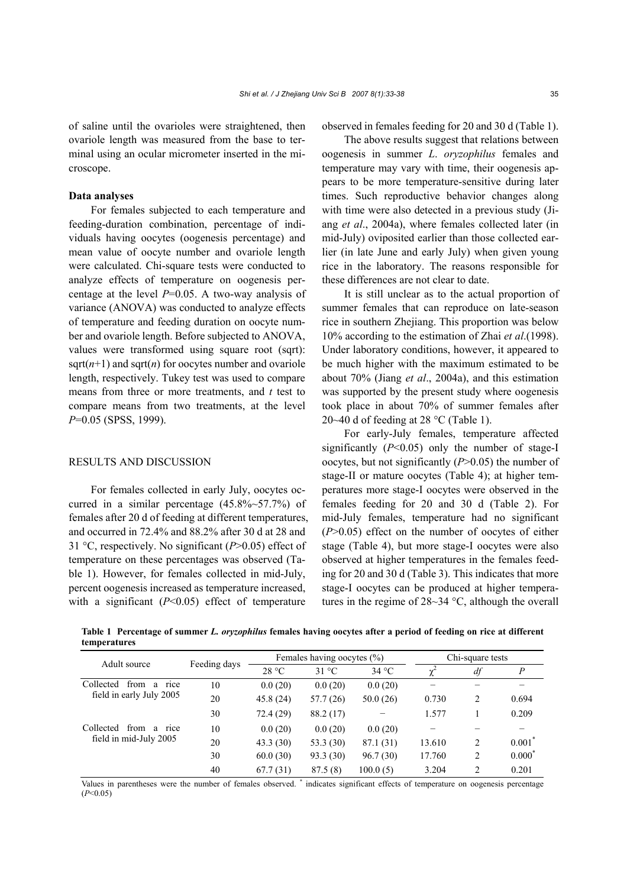of saline until the ovarioles were straightened, then ovariole length was measured from the base to terminal using an ocular micrometer inserted in the microscope.

### Data analyses

For females subjected to each temperature and feeding-duration combination, percentage of individuals having oocytes (oogenesis percentage) and mean value of oocyte number and ovariole length were calculated. Chi-square tests were conducted to analyze effects of temperature on oogenesis percentage at the level $P$=0.05. A two-way analysis of variance (ANOVA) was conducted to analyze effects of temperature and feeding duration on oocyte number and ovariole length. Before subjected to ANOVA, values were transformed using square root (sqrt): sqrt($n$+1) and sqrt($n$) for oocytes number and ovariole length, respectively. Tukey test was used to compare means from three or more treatments, and $t$ test to compare means from two treatments, at the level $P$=0.05 (SPSS, 1999).

## RESULTS AND DISCUSSION

For females collected in early July, oocytes occurred in a similar percentage (45.8%~57.7%) of females after 20 d of feeding at different temperatures, and occurred in 72.4% and 88.2% after 30 d at 28 and 31 °C, respectively. No significant ($P$>0.05) effect of temperature on these percentages was observed (Table 1). However, for females collected in mid-July, percent oogenesis increased as temperature increased, with a significant ($P$<0.05) effect of temperature observed in females feeding for 20 and 30 d (Table 1).

The above results suggest that relations between oogenesis in summer *L. oryzophilus* females and temperature may vary with time, their oogenesis appears to be more temperature-sensitive during later times. Such reproductive behavior changes along with time were also detected in a previous study (Jiang *et al*., 2004a), where females collected later (in mid-July) oviposited earlier than those collected earlier (in late June and early July) when given young rice in the laboratory. The reasons responsible for these differences are not clear to date.

It is still unclear as to the actual proportion of summer females that can reproduce on late-season rice in southern Zhejiang. This proportion was below 10% according to the estimation of Zhai *et al*.(1998). Under laboratory conditions, however, it appeared to be much higher with the maximum estimated to be about 70% (Jiang *et al*., 2004a), and this estimation was supported by the present study where oogenesis took place in about 70% of summer females after 20~40 d of feeding at 28 °C (Table 1).

For early-July females, temperature affected significantly ($P$<0.05) only the number of stage-I oocytes, but not significantly ($P$>0.05) the number of stage-II or mature oocytes (Table 4); at higher temperatures more stage-I oocytes were observed in the females feeding for 20 and 30 d (Table 2). For mid-July females, temperature had no significant ($P$>0.05) effect on the number of oocytes of either stage (Table 4), but more stage-I oocytes were also observed at higher temperatures in the females feeding for 20 and 30 d (Table 3). This indicates that more stage-I oocytes can be produced at higher temperatures in the regime of 28~34 °C, although the overall

**Table 1 Percentage of summer *L. oryzophilus* females having oocytes after a period of feeding on rice at different temperatures**

| Adult source | Feeding days | Females having oocytes (%) | | | Chi-square tests | | |
|---|---|---|---|---|---|---|---|
| | | 28 °C | 31 °C | 34 °C | $\chi^2$ | *df* | *P* |
| Collected from a rice field in early July 2005 | 10 | 0.0 (20) | 0.0 (20) | 0.0 (20) | − | − | − |
| | 20 | 45.8 (24) | 57.7 (26) | 50.0 (26) | 0.730 | 2 | 0.694 |
| | 30 | 72.4 (29) | 88.2 (17) | − | 1.577 | 1 | 0.209 |
| Collected from a rice field in mid-July 2005 | 10 | 0.0 (20) | 0.0 (20) | 0.0 (20) | − | − | − |
| | 20 | 43.3 (30) | 53.3 (30) | 87.1 (31) | 13.610 | 2 | 0.001* |
| | 30 | 60.0 (30) | 93.3 (30) | 96.7 (30) | 17.760 | 2 | 0.000* |
| | 40 | 67.7 (31) | 87.5 (8) | 100.0 (5) | 3.204 | 2 | 0.201 |

Values in parentheses were the number of females observed. * indicates significant effects of temperature on oogenesis percentage ($P$<0.05)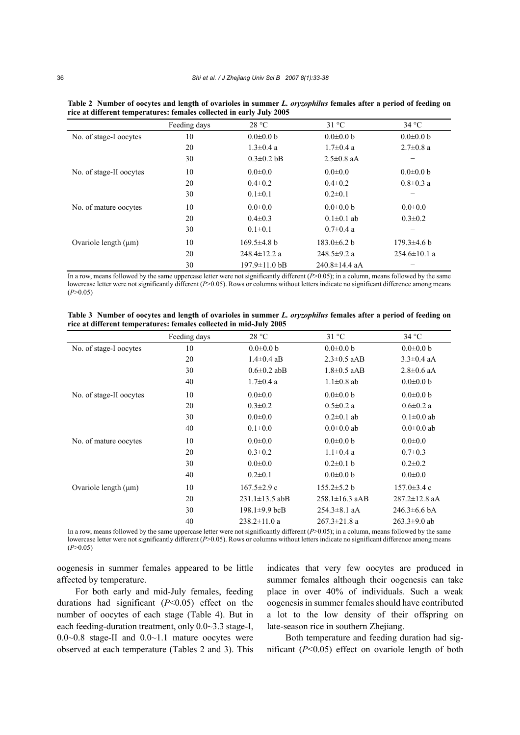**Table 2 Number of oocytes and length of ovarioles in summer *L. oryzophilus* females after a period of feeding on rice at different temperatures: females collected in early July 2005**

| | Feeding days | 28 °C | 31 °C | 34 °C |
|---|---|---|---|---|
| No. of stage-I oocytes | 10 | 0.0±0.0 b | 0.0±0.0 b | 0.0±0.0 b |
| | 20 | 1.3±0.4 a | 1.7±0.4 a | 2.7±0.8 a |
| | 30 | 0.3±0.2 bB | 2.5±0.8 aA | − |
| No. of stage-II oocytes | 10 | 0.0±0.0 | 0.0±0.0 | 0.0±0.0 b |
| | 20 | 0.4±0.2 | 0.4±0.2 | 0.8±0.3 a |
| | 30 | 0.1±0.1 | 0.2±0.1 | − |
| No. of mature oocytes | 10 | 0.0±0.0 | 0.0±0.0 b | 0.0±0.0 |
| | 20 | 0.4±0.3 | 0.1±0.1 ab | 0.3±0.2 |
| | 30 | 0.1±0.1 | 0.7±0.4 a | − |
| Ovariole length (μm) | 10 | 169.5±4.8 b | 183.0±6.2 b | 179.3±4.6 b |
| | 20 | 248.4±12.2 a | 248.5±9.2 a | 254.6±10.1 a |
| | 30 | 197.9±11.0 bB | 240.8±14.4 aA | − |

In a row, means followed by the same uppercase letter were not significantly different ($P$>0.05); in a column, means followed by the same lowercase letter were not significantly different ($P$>0.05). Rows or columns without letters indicate no significant difference among means ($P$>0.05)

**Table 3 Number of oocytes and length of ovarioles in summer *L. oryzophilus* females after a period of feeding on rice at different temperatures: females collected in mid-July 2005**

| | Feeding days | 28 °C | 31 °C | 34 °C |
|---|---|---|---|---|
| No. of stage-I oocytes | 10 | 0.0±0.0 b | 0.0±0.0 b | 0.0±0.0 b |
| | 20 | 1.4±0.4 aB | 2.3±0.5 aAB | 3.3±0.4 aA |
| | 30 | 0.6±0.2 abB | 1.8±0.5 aAB | 2.8±0.6 aA |
| | 40 | 1.7±0.4 a | 1.1±0.8 ab | 0.0±0.0 b |
| No. of stage-II oocytes | 10 | 0.0±0.0 | 0.0±0.0 b | 0.0±0.0 b |
| | 20 | 0.3±0.2 | 0.5±0.2 a | 0.6±0.2 a |
| | 30 | 0.0±0.0 | 0.2±0.1 ab | 0.1±0.0 ab |
| | 40 | 0.1±0.0 | 0.0±0.0 ab | 0.0±0.0 ab |
| No. of mature oocytes | 10 | 0.0±0.0 | 0.0±0.0 b | 0.0±0.0 |
| | 20 | 0.3±0.2 | 1.1±0.4 a | 0.7±0.3 |
| | 30 | 0.0±0.0 | 0.2±0.1 b | 0.2±0.2 |
| | 40 | 0.2±0.1 | 0.0±0.0 b | 0.0±0.0 |
| Ovariole length (μm) | 10 | 167.5±2.9 c | 155.2±5.2 b | 157.0±3.4 c |
| | 20 | 231.1±13.5 abB | 258.1±16.3 aAB | 287.2±12.8 aA |
| | 30 | 198.1±9.9 bcB | 254.3±8.1 aA | 246.3±6.6 bA |
| | 40 | 238.2±11.0 a | 267.3±21.8 a | 263.3±9.0 ab |

In a row, means followed by the same uppercase letter were not significantly different ($P$>0.05); in a column, means followed by the same lowercase letter were not significantly different ($P$>0.05). Rows or columns without letters indicate no significant difference among means ($P$>0.05)

oogenesis in summer females appeared to be little affected by temperature.

For both early and mid-July females, feeding durations had significant ($P$<0.05) effect on the number of oocytes of each stage (Table 4). But in each feeding-duration treatment, only 0.0~3.3 stage-I, 0.0~0.8 stage-II and 0.0~1.1 mature oocytes were observed at each temperature (Tables 2 and 3). This indicates that very few oocytes are produced in summer females although their oogenesis can take place in over 40% of individuals. Such a weak oogenesis in summer females should have contributed a lot to the low density of their offspring on late-season rice in southern Zhejiang.

Both temperature and feeding duration had significant ($P$<0.05) effect on ovariole length of both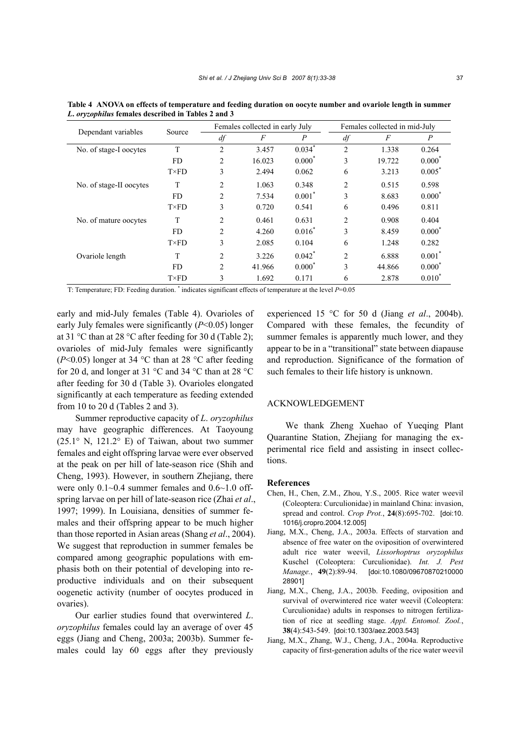**Table 4 ANOVA on effects of temperature and feeding duration on oocyte number and ovariole length in summer *L. oryzophilus* females described in Tables 2 and 3**

| Dependant variables | Source | Females collected in early July | | | Females collected in mid-July | | |
|---|---|---|---|---|---|---|---|
| | | *df* | *F* | *P* | *df* | *F* | *P* |
| No. of stage-I oocytes | T | 2 | 3.457 | 0.034* | 2 | 1.338 | 0.264 |
| | FD | 2 | 16.023 | 0.000* | 3 | 19.722 | 0.000* |
| | T×FD | 3 | 2.494 | 0.062 | 6 | 3.213 | 0.005* |
| No. of stage-II oocytes | T | 2 | 1.063 | 0.348 | 2 | 0.515 | 0.598 |
| | FD | 2 | 7.534 | 0.001* | 3 | 8.683 | 0.000* |
| | T×FD | 3 | 0.720 | 0.541 | 6 | 0.496 | 0.811 |
| No. of mature oocytes | T | 2 | 0.461 | 0.631 | 2 | 0.908 | 0.404 |
| | FD | 2 | 4.260 | 0.016* | 3 | 8.459 | 0.000* |
| | T×FD | 3 | 2.085 | 0.104 | 6 | 1.248 | 0.282 |
| Ovariole length | T | 2 | 3.226 | 0.042* | 2 | 6.888 | 0.001* |
| | FD | 2 | 41.966 | 0.000* | 3 | 44.866 | 0.000* |
| | T×FD | 3 | 1.692 | 0.171 | 6 | 2.878 | 0.010* |

T: Temperature; FD: Feeding duration. * indicates significant effects of temperature at the level $P$=0.05

early and mid-July females (Table 4). Ovarioles of early July females were significantly ($P$<0.05) longer at 31 °C than at 28 °C after feeding for 30 d (Table 2); ovarioles of mid-July females were significantly ($P$<0.05) longer at 34 °C than at 28 °C after feeding for 20 d, and longer at 31 °C and 34 °C than at 28 °C after feeding for 30 d (Table 3). Ovarioles elongated significantly at each temperature as feeding extended from 10 to 20 d (Tables 2 and 3).

Summer reproductive capacity of *L. oryzophilus* may have geographic differences. At Taoyoung (25.1° N, 121.2° E) of Taiwan, about two summer females and eight offspring larvae were ever observed at the peak on per hill of late-season rice (Shih and Cheng, 1993). However, in southern Zhejiang, there were only 0.1~0.4 summer females and 0.6~1.0 offspring larvae on per hill of late-season rice (Zhai *et al*., 1997; 1999). In Louisiana, densities of summer females and their offspring appear to be much higher than those reported in Asian areas (Shang *et al*., 2004). We suggest that reproduction in summer females be compared among geographic populations with emphasis both on their potential of developing into reproductive individuals and on their subsequent oogenetic activity (number of oocytes produced in ovaries).

Our earlier studies found that overwintered *L. oryzophilus* females could lay an average of over 45 eggs (Jiang and Cheng, 2003a; 2003b). Summer females could lay 60 eggs after they previously experienced 15 °C for 50 d (Jiang *et al*., 2004b). Compared with these females, the fecundity of summer females is apparently much lower, and they appear to be in a "transitional" state between diapause and reproduction. Significance of the formation of such females to their life history is unknown.

## ACKNOWLEDGEMENT

We thank Zheng Xuehao of Yueqing Plant Quarantine Station, Zhejiang for managing the experimental rice field and assisting in insect collections.

## References

Chen, H., Chen, Z.M., Zhou, Y.S., 2005. Rice water weevil (Coleoptera: Curculionidae) in mainland China: invasion, spread and control. *Crop Prot.*, **24**(8):695-702. [doi:10.1016/j.cropro.2004.12.005]

Jiang, M.X., Cheng, J.A., 2003a. Effects of starvation and absence of free water on the oviposition of overwintered adult rice water weevil, *Lissorhoptrus oryzophilus* Kuschel (Coleoptera: Curculionidae). *Int. J. Pest Manage.*, **49**(2):89-94. [doi:10.1080/0967087021000028901]

Jiang, M.X., Cheng, J.A., 2003b. Feeding, oviposition and survival of overwintered rice water weevil (Coleoptera: Curculionidae) adults in responses to nitrogen fertilization of rice at seedling stage. *Appl. Entomol. Zool.*, **38**(4):543-549. [doi:10.1303/aez.2003.543]

Jiang, M.X., Zhang, W.J., Cheng, J.A., 2004a. Reproductive capacity of first-generation adults of the rice water weevil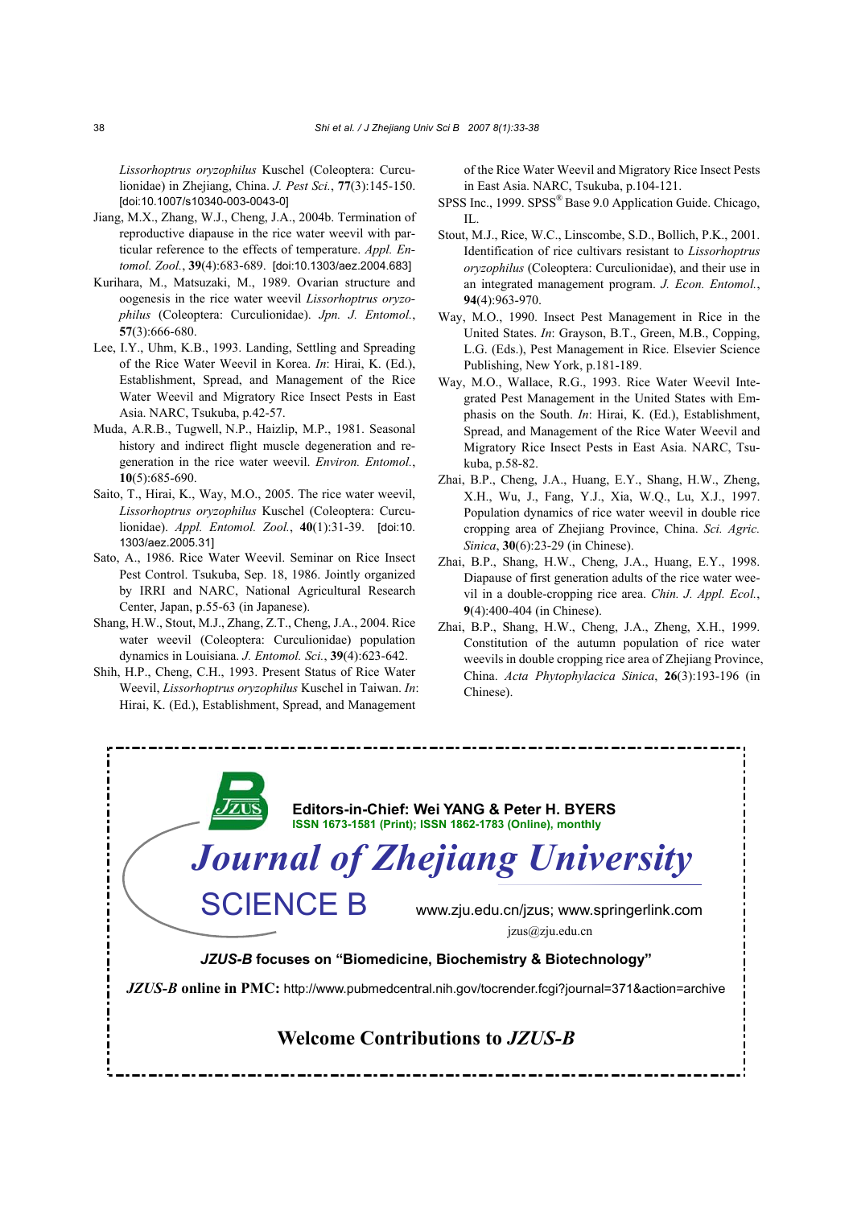*Lissorhoptrus oryzophilus* Kuschel (Coleoptera: Curculionidae) in Zhejiang, China. *J. Pest Sci.*, **77**(3):145-150. [doi:10.1007/s10340-003-0043-0]

Jiang, M.X., Zhang, W.J., Cheng, J.A., 2004b. Termination of reproductive diapause in the rice water weevil with particular reference to the effects of temperature. *Appl. Entomol. Zool.*, **39**(4):683-689. [doi:10.1303/aez.2004.683]

Kurihara, M., Matsuzaki, M., 1989. Ovarian structure and oogenesis in the rice water weevil *Lissorhoptrus oryzophilus* (Coleoptera: Curculionidae). *Jpn. J. Entomol.*, **57**(3):666-680.

Lee, I.Y., Uhm, K.B., 1993. Landing, Settling and Spreading of the Rice Water Weevil in Korea. *In*: Hirai, K. (Ed.), Establishment, Spread, and Management of the Rice Water Weevil and Migratory Rice Insect Pests in East Asia. NARC, Tsukuba, p.42-57.

Muda, A.R.B., Tugwell, N.P., Haizlip, M.P., 1981. Seasonal history and indirect flight muscle degeneration and regeneration in the rice water weevil. *Environ. Entomol.*, **10**(5):685-690.

Saito, T., Hirai, K., Way, M.O., 2005. The rice water weevil, *Lissorhoptrus oryzophilus* Kuschel (Coleoptera: Curculionidae). *Appl. Entomol. Zool.*, **40**(1):31-39. [doi:10.1303/aez.2005.31]

Sato, A., 1986. Rice Water Weevil. Seminar on Rice Insect Pest Control. Tsukuba, Sep. 18, 1986. Jointly organized by IRRI and NARC, National Agricultural Research Center, Japan, p.55-63 (in Japanese).

Shang, H.W., Stout, M.J., Zhang, Z.T., Cheng, J.A., 2004. Rice water weevil (Coleoptera: Curculionidae) population dynamics in Louisiana. *J. Entomol. Sci.*, **39**(4):623-642.

Shih, H.P., Cheng, C.H., 1993. Present Status of Rice Water Weevil, *Lissorhoptrus oryzophilus* Kuschel in Taiwan. *In*: Hirai, K. (Ed.), Establishment, Spread, and Management of the Rice Water Weevil and Migratory Rice Insect Pests in East Asia. NARC, Tsukuba, p.104-121.

SPSS Inc., 1999. SPSS® Base 9.0 Application Guide. Chicago, IL.

Stout, M.J., Rice, W.C., Linscombe, S.D., Bollich, P.K., 2001. Identification of rice cultivars resistant to *Lissorhoptrus oryzophilus* (Coleoptera: Curculionidae), and their use in an integrated management program. *J. Econ. Entomol.*, **94**(4):963-970.

Way, M.O., 1990. Insect Pest Management in Rice in the United States. *In*: Grayson, B.T., Green, M.B., Copping, L.G. (Eds.), Pest Management in Rice. Elsevier Science Publishing, New York, p.181-189.

Way, M.O., Wallace, R.G., 1993. Rice Water Weevil Integrated Pest Management in the United States with Emphasis on the South. *In*: Hirai, K. (Ed.), Establishment, Spread, and Management of the Rice Water Weevil and Migratory Rice Insect Pests in East Asia. NARC, Tsukuba, p.58-82.

Zhai, B.P., Cheng, J.A., Huang, E.Y., Shang, H.W., Zheng, X.H., Wu, J., Fang, Y.J., Xia, W.Q., Lu, X.J., 1997. Population dynamics of rice water weevil in double rice cropping area of Zhejiang Province, China. *Sci. Agric. Sinica*, **30**(6):23-29 (in Chinese).

Zhai, B.P., Shang, H.W., Cheng, J.A., Huang, E.Y., 1998. Diapause of first generation adults of the rice water weevil in a double-cropping rice area. *Chin. J. Appl. Ecol.*, **9**(4):400-404 (in Chinese).

Zhai, B.P., Shang, H.W., Cheng, J.A., Zheng, X.H., 1999. Constitution of the autumn population of rice water weevils in double cropping rice area of Zhejiang Province, China. *Acta Phytophylacica Sinica*, **26**(3):193-196 (in Chinese).

---

**Editors-in-Chief: Wei YANG & Peter H. BYERS**

**ISSN 1673-1581 (Print); ISSN 1862-1783 (Online), monthly**

***Journal of Zhejiang University***

**SCIENCE B**

www.zju.edu.cn/jzus; www.springerlink.com

jzus@zju.edu.cn

***JZUS-B* focuses on "Biomedicine, Biochemistry & Biotechnology"**

***JZUS-B* online in PMC:** http://www.pubmedcentral.nih.gov/tocrender.fcgi?journal=371&action=archive

**Welcome Contributions to *JZUS-B***